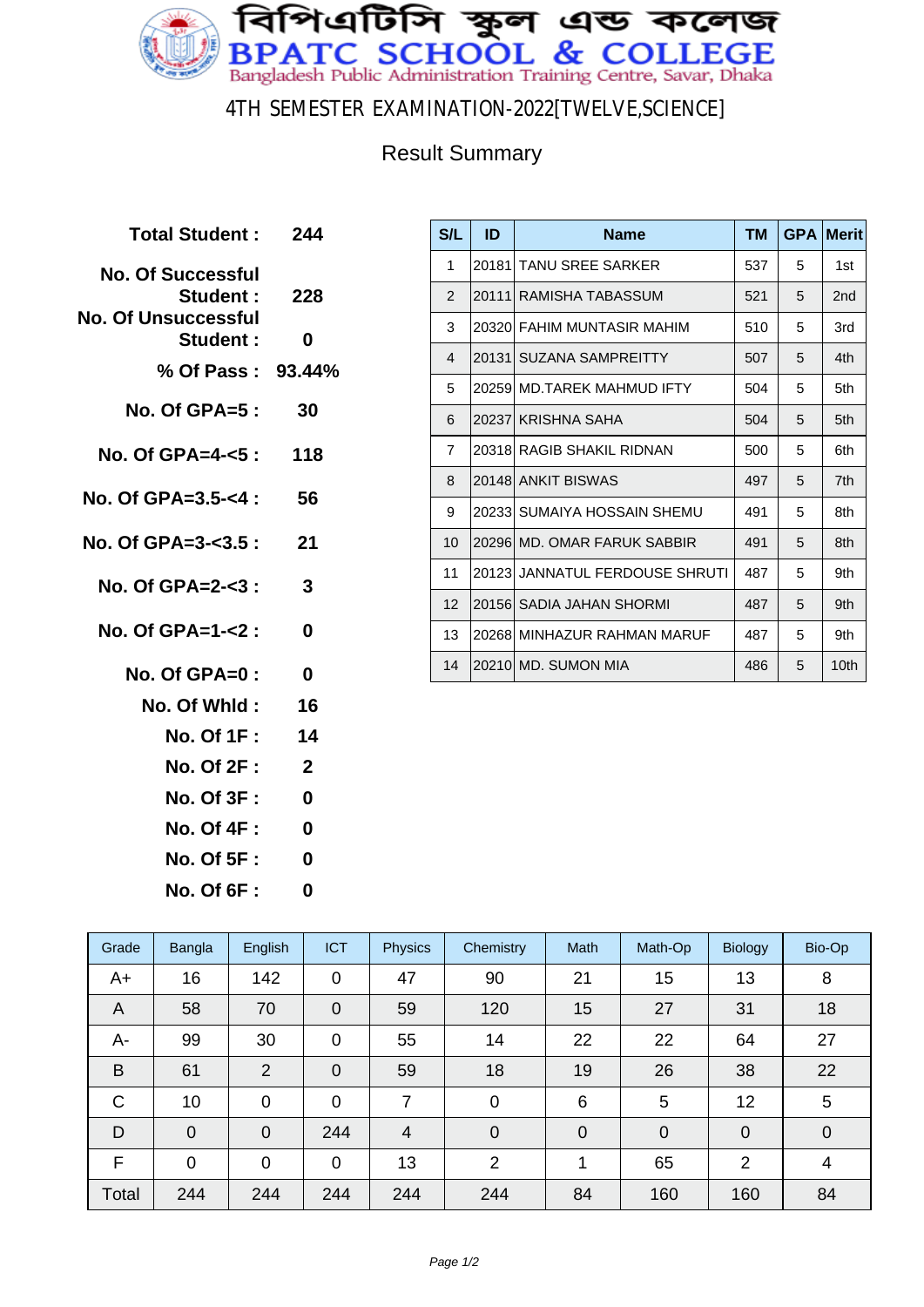# বিপিএটিসি স্কুল এন্ড কলেজ
# BPATC SCHOOL & COLLEGE
Bangladesh Public Administration Training Centre, Savar, Dhaka

## 4TH SEMESTER EXAMINATION-2022[TWELVE,SCIENCE]

### Result Summary

| | |
|---|---|
| **Total Student :** | **244** |
| **No. Of Successful Student :** | **228** |
| **No. Of Unsuccessful Student :** | **0** |
| **% Of Pass :** | **93.44%** |
| **No. Of GPA=5 :** | **30** |
| **No. Of GPA=4-<5 :** | **118** |
| **No. Of GPA=3.5-<4 :** | **56** |
| **No. Of GPA=3-<3.5 :** | **21** |
| **No. Of GPA=2-<3 :** | **3** |
| **No. Of GPA=1-<2 :** | **0** |
| **No. Of GPA=0 :** | **0** |
| **No. Of Whld :** | **16** |
| **No. Of 1F :** | **14** |
| **No. Of 2F :** | **2** |
| **No. Of 3F :** | **0** |
| **No. Of 4F :** | **0** |
| **No. Of 5F :** | **0** |
| **No. Of 6F :** | **0** |

| S/L | ID | Name | TM | GPA | Merit |
|---|---|---|---|---|---|
| 1 | 20181 | TANU SREE SARKER | 537 | 5 | 1st |
| 2 | 20111 | RAMISHA TABASSUM | 521 | 5 | 2nd |
| 3 | 20320 | FAHIM MUNTASIR MAHIM | 510 | 5 | 3rd |
| 4 | 20131 | SUZANA SAMPREITTY | 507 | 5 | 4th |
| 5 | 20259 | MD.TAREK MAHMUD IFTY | 504 | 5 | 5th |
| 6 | 20237 | KRISHNA SAHA | 504 | 5 | 5th |
| 7 | 20318 | RAGIB SHAKIL RIDNAN | 500 | 5 | 6th |
| 8 | 20148 | ANKIT BISWAS | 497 | 5 | 7th |
| 9 | 20233 | SUMAIYA HOSSAIN SHEMU | 491 | 5 | 8th |
| 10 | 20296 | MD. OMAR FARUK SABBIR | 491 | 5 | 8th |
| 11 | 20123 | JANNATUL FERDOUSE SHRUTI | 487 | 5 | 9th |
| 12 | 20156 | SADIA JAHAN SHORMI | 487 | 5 | 9th |
| 13 | 20268 | MINHAZUR RAHMAN MARUF | 487 | 5 | 9th |
| 14 | 20210 | MD. SUMON MIA | 486 | 5 | 10th |

| Grade | Bangla | English | ICT | Physics | Chemistry | Math | Math-Op | Biology | Bio-Op |
|---|---|---|---|---|---|---|---|---|---|
| A+ | 16 | 142 | 0 | 47 | 90 | 21 | 15 | 13 | 8 |
| A | 58 | 70 | 0 | 59 | 120 | 15 | 27 | 31 | 18 |
| A- | 99 | 30 | 0 | 55 | 14 | 22 | 22 | 64 | 27 |
| B | 61 | 2 | 0 | 59 | 18 | 19 | 26 | 38 | 22 |
| C | 10 | 0 | 0 | 7 | 0 | 6 | 5 | 12 | 5 |
| D | 0 | 0 | 244 | 4 | 0 | 0 | 0 | 0 | 0 |
| F | 0 | 0 | 0 | 13 | 2 | 1 | 65 | 2 | 4 |
| Total | 244 | 244 | 244 | 244 | 244 | 84 | 160 | 160 | 84 |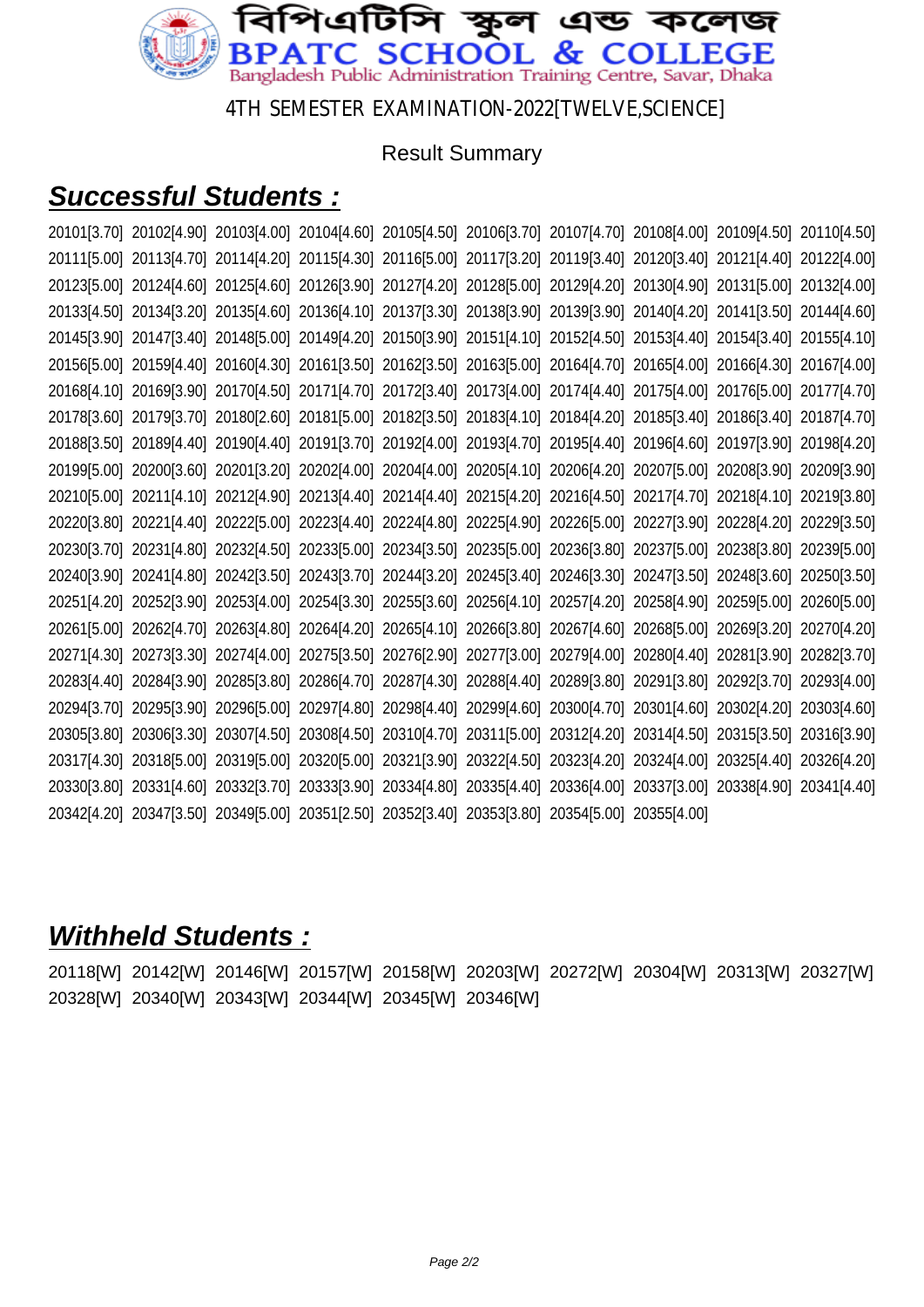বিপিএটিসি স্কুল এন্ড কলেজ

BPATC SCHOOL & COLLEGE

Bangladesh Public Administration Training Centre, Savar, Dhaka

4TH SEMESTER EXAMINATION-2022[TWELVE,SCIENCE]

Result Summary

## Successful Students :

20101[3.70] 20102[4.90] 20103[4.00] 20104[4.60] 20105[4.50] 20106[3.70] 20107[4.70] 20108[4.00] 20109[4.50] 20110[4.50]
20111[5.00] 20113[4.70] 20114[4.20] 20115[4.30] 20116[5.00] 20117[3.20] 20119[3.40] 20120[3.40] 20121[4.40] 20122[4.00]
20123[5.00] 20124[4.60] 20125[4.60] 20126[3.90] 20127[4.20] 20128[5.00] 20129[4.20] 20130[4.90] 20131[5.00] 20132[4.00]
20133[4.50] 20134[3.20] 20135[4.60] 20136[4.10] 20137[3.30] 20138[3.90] 20139[3.90] 20140[4.20] 20141[3.50] 20144[4.60]
20145[3.90] 20147[3.40] 20148[5.00] 20149[4.20] 20150[3.90] 20151[4.10] 20152[4.50] 20153[4.40] 20154[3.40] 20155[4.10]
20156[5.00] 20159[4.40] 20160[4.30] 20161[3.50] 20162[3.50] 20163[5.00] 20164[4.70] 20165[4.00] 20166[4.30] 20167[4.00]
20168[4.10] 20169[3.90] 20170[4.50] 20171[4.70] 20172[3.40] 20173[4.00] 20174[4.40] 20175[4.00] 20176[5.00] 20177[4.70]
20178[3.60] 20179[3.70] 20180[2.60] 20181[5.00] 20182[3.50] 20183[4.10] 20184[4.20] 20185[3.40] 20186[3.40] 20187[4.70]
20188[3.50] 20189[4.40] 20190[4.40] 20191[3.70] 20192[4.00] 20193[4.70] 20195[4.40] 20196[4.60] 20197[3.90] 20198[4.20]
20199[5.00] 20200[3.60] 20201[3.20] 20202[4.00] 20204[4.00] 20205[4.10] 20206[4.20] 20207[5.00] 20208[3.90] 20209[3.90]
20210[5.00] 20211[4.10] 20212[4.90] 20213[4.40] 20214[4.40] 20215[4.20] 20216[4.50] 20217[4.70] 20218[4.10] 20219[3.80]
20220[3.80] 20221[4.40] 20222[5.00] 20223[4.40] 20224[4.80] 20225[4.90] 20226[5.00] 20227[3.90] 20228[4.20] 20229[3.50]
20230[3.70] 20231[4.80] 20232[4.50] 20233[5.00] 20234[3.50] 20235[5.00] 20236[3.80] 20237[5.00] 20238[3.80] 20239[5.00]
20240[3.90] 20241[4.80] 20242[3.50] 20243[3.70] 20244[3.20] 20245[3.40] 20246[3.30] 20247[3.50] 20248[3.60] 20250[3.50]
20251[4.20] 20252[3.90] 20253[4.00] 20254[3.30] 20255[3.60] 20256[4.10] 20257[4.20] 20258[4.90] 20259[5.00] 20260[5.00]
20261[5.00] 20262[4.70] 20263[4.80] 20264[4.20] 20265[4.10] 20266[3.80] 20267[4.60] 20268[5.00] 20269[3.20] 20270[4.20]
20271[4.30] 20273[3.30] 20274[4.00] 20275[3.50] 20276[2.90] 20277[3.00] 20279[4.00] 20280[4.40] 20281[3.90] 20282[3.70]
20283[4.40] 20284[3.90] 20285[3.80] 20286[4.70] 20287[4.30] 20288[4.40] 20289[3.80] 20291[3.80] 20292[3.70] 20293[4.00]
20294[3.70] 20295[3.90] 20296[5.00] 20297[4.80] 20298[4.40] 20299[4.60] 20300[4.70] 20301[4.60] 20302[4.20] 20303[4.60]
20305[3.80] 20306[3.30] 20307[4.50] 20308[4.50] 20310[4.70] 20311[5.00] 20312[4.20] 20314[4.50] 20315[3.50] 20316[3.90]
20317[4.30] 20318[5.00] 20319[5.00] 20320[5.00] 20321[3.90] 20322[4.50] 20323[4.20] 20324[4.00] 20325[4.40] 20326[4.20]
20330[3.80] 20331[4.60] 20332[3.70] 20333[3.90] 20334[4.80] 20335[4.40] 20336[4.00] 20337[3.00] 20338[4.90] 20341[4.40]
20342[4.20] 20347[3.50] 20349[5.00] 20351[2.50] 20352[3.40] 20353[3.80] 20354[5.00] 20355[4.00]

## Withheld Students :

20118[W] 20142[W] 20146[W] 20157[W] 20158[W] 20203[W] 20272[W] 20304[W] 20313[W] 20327[W]
20328[W] 20340[W] 20343[W] 20344[W] 20345[W] 20346[W]